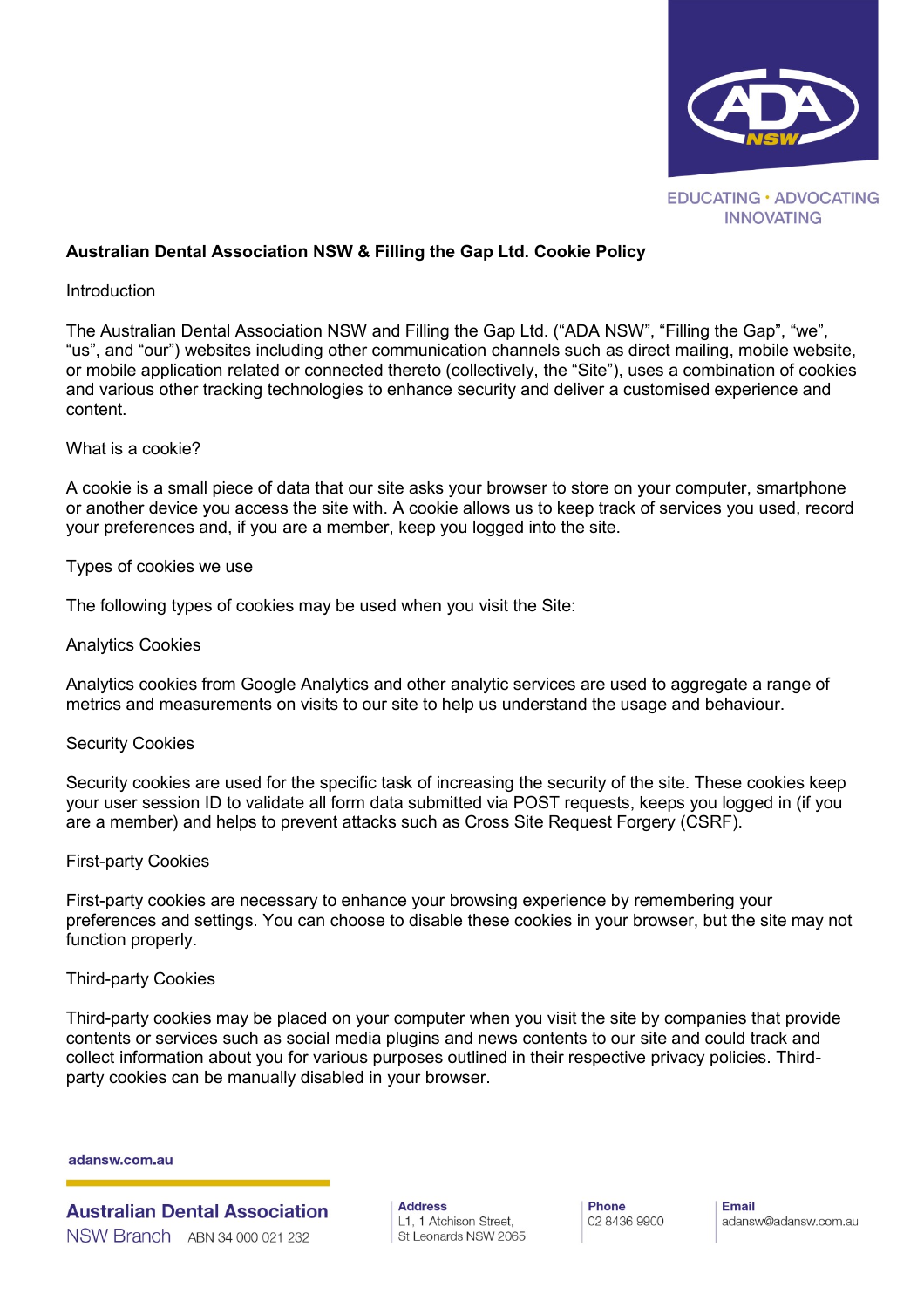EDUCATING • ADVOCATING INNOVATING

# Australian Dental Association NSW & Filling the Gap Ltd. Cookie Policy

## Introduction

The Australian Dental Association NSW and Filling the Gap Ltd. ("ADA NSW", "Filling the Gap", "we", "us", and "our") websites including other communication channels such as direct mailing, mobile website, or mobile application related or connected thereto (collectively, the "Site"), uses a combination of cookies and various other tracking technologies to enhance security and deliver a customised experience and content.

## What is a cookie?

A cookie is a small piece of data that our site asks your browser to store on your computer, smartphone or another device you access the site with. A cookie allows us to keep track of services you used, record your preferences and, if you are a member, keep you logged into the site.

## Types of cookies we use

The following types of cookies may be used when you visit the Site:

### Analytics Cookies

Analytics cookies from Google Analytics and other analytic services are used to aggregate a range of metrics and measurements on visits to our site to help us understand the usage and behaviour.

### Security Cookies

Security cookies are used for the specific task of increasing the security of the site. These cookies keep your user session ID to validate all form data submitted via POST requests, keeps you logged in (if you are a member) and helps to prevent attacks such as Cross Site Request Forgery (CSRF).

### First-party Cookies

First-party cookies are necessary to enhance your browsing experience by remembering your preferences and settings. You can choose to disable these cookies in your browser, but the site may not function properly.

### Third-party Cookies

Third-party cookies may be placed on your computer when you visit the site by companies that provide contents or services such as social media plugins and news contents to our site and could track and collect information about you for various purposes outlined in their respective privacy policies. Third-party cookies can be manually disabled in your browser.

adansw.com.au

Australian Dental Association NSW Branch ABN 34 000 021 232

**Address** L1, 1 Atchison Street, St Leonards NSW 2065

**Phone** 02 8436 9900

**Email** adansw@adansw.com.au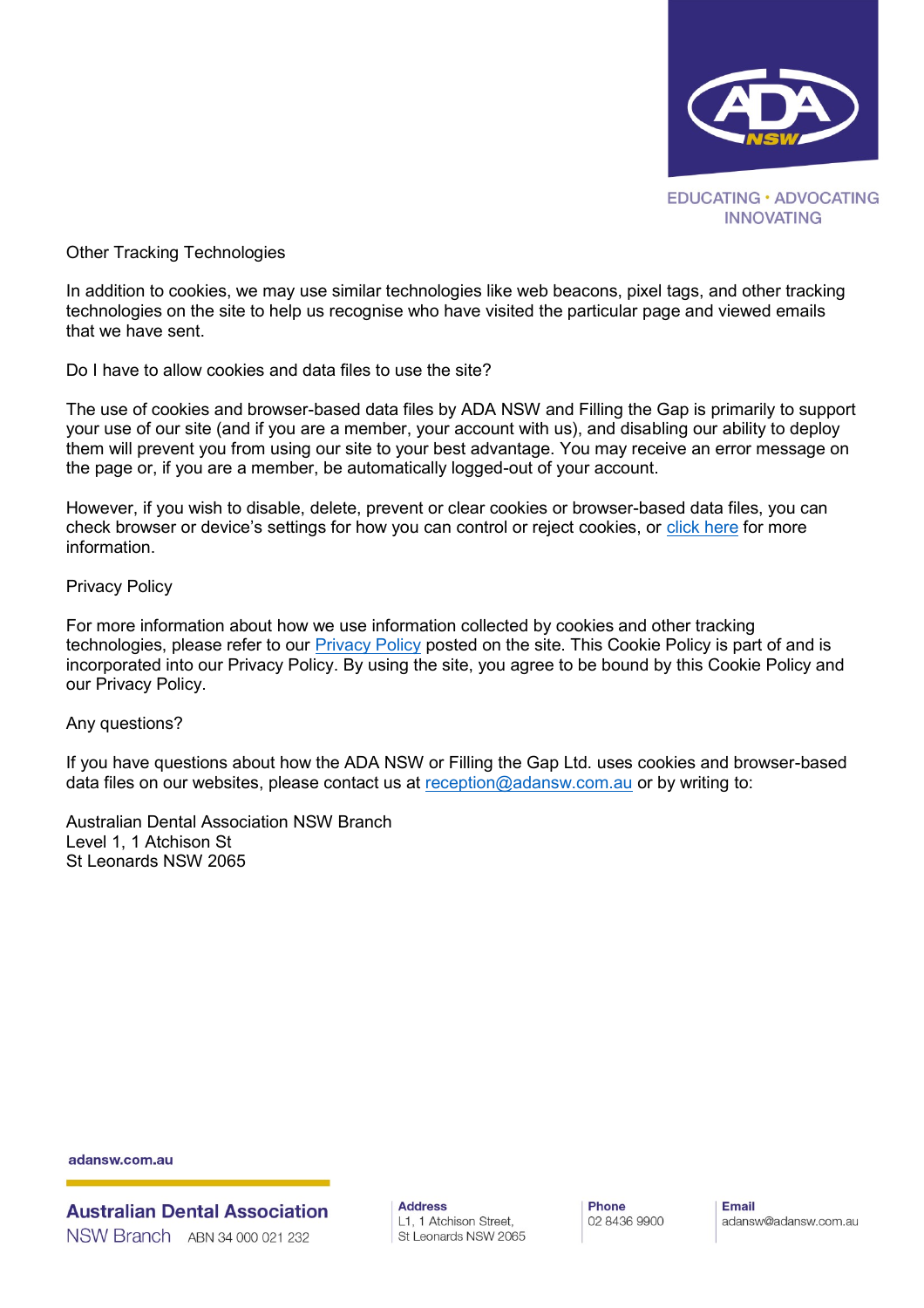Other Tracking Technologies

In addition to cookies, we may use similar technologies like web beacons, pixel tags, and other tracking technologies on the site to help us recognise who have visited the particular page and viewed emails that we have sent.

Do I have to allow cookies and data files to use the site?

The use of cookies and browser-based data files by ADA NSW and Filling the Gap is primarily to support your use of our site (and if you are a member, your account with us), and disabling our ability to deploy them will prevent you from using our site to your best advantage. You may receive an error message on the page or, if you are a member, be automatically logged-out of your account.

However, if you wish to disable, delete, prevent or clear cookies or browser-based data files, you can check browser or device's settings for how you can control or reject cookies, or click here for more information.

Privacy Policy

For more information about how we use information collected by cookies and other tracking technologies, please refer to our Privacy Policy posted on the site. This Cookie Policy is part of and is incorporated into our Privacy Policy. By using the site, you agree to be bound by this Cookie Policy and our Privacy Policy.

Any questions?

If you have questions about how the ADA NSW or Filling the Gap Ltd. uses cookies and browser-based data files on our websites, please contact us at reception@adansw.com.au or by writing to:

Australian Dental Association NSW Branch
Level 1, 1 Atchison St
St Leonards NSW 2065